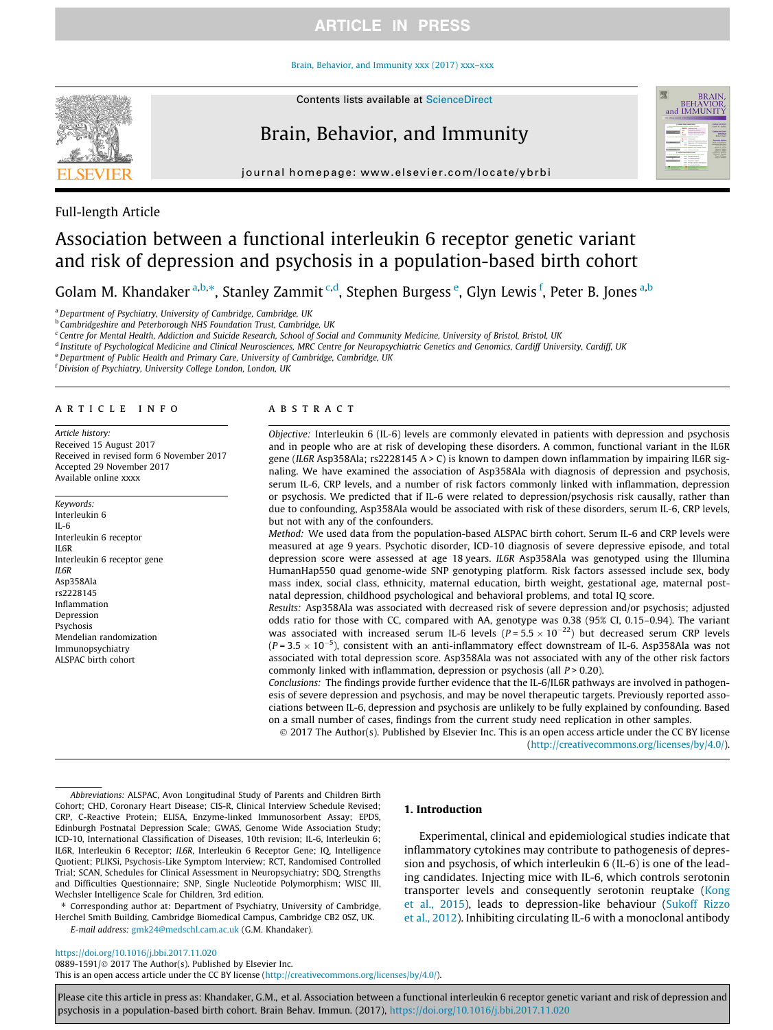Full-length Article

# Association between a functional interleukin 6 receptor genetic variant and risk of depression and psychosis in a population-based birth cohort

Golam M. Khandaker [a,b,*], Stanley Zammit [c,d], Stephen Burgess [e], Glyn Lewis [f], Peter B. Jones [a,b]

[a] Department of Psychiatry, University of Cambridge, Cambridge, UK
[b] Cambridgeshire and Peterborough NHS Foundation Trust, Cambridge, UK
[c] Centre for Mental Health, Addiction and Suicide Research, School of Social and Community Medicine, University of Bristol, Bristol, UK
[d] Institute of Psychological Medicine and Clinical Neurosciences, MRC Centre for Neuropsychiatric Genetics and Genomics, Cardiff University, Cardiff, UK
[e] Department of Public Health and Primary Care, University of Cambridge, Cambridge, UK
[f] Division of Psychiatry, University College London, London, UK

## ARTICLE INFO

*Article history:*
Received 15 August 2017
Received in revised form 6 November 2017
Accepted 29 November 2017
Available online xxxx

*Keywords:*
Interleukin 6
IL-6
Interleukin 6 receptor
IL6R
Interleukin 6 receptor gene
*IL6R*
Asp358Ala
rs2228145
Inflammation
Depression
Psychosis
Mendelian randomization
Immunopsychiatry
ALSPAC birth cohort

## ABSTRACT

*Objective:* Interleukin 6 (IL-6) levels are commonly elevated in patients with depression and psychosis and in people who are at risk of developing these disorders. A common, functional variant in the IL6R gene (*IL6R* Asp358Ala; rs2228145 A > C) is known to dampen down inflammation by impairing IL6R signaling. We have examined the association of Asp358Ala with diagnosis of depression and psychosis, serum IL-6, CRP levels, and a number of risk factors commonly linked with inflammation, depression or psychosis. We predicted that if IL-6 were related to depression/psychosis risk causally, rather than due to confounding, Asp358Ala would be associated with risk of these disorders, serum IL-6, CRP levels, but not with any of the confounders.

*Method:* We used data from the population-based ALSPAC birth cohort. Serum IL-6 and CRP levels were measured at age 9 years. Psychotic disorder, ICD-10 diagnosis of severe depressive episode, and total depression score were assessed at age 18 years. *IL6R* Asp358Ala was genotyped using the Illumina HumanHap550 quad genome-wide SNP genotyping platform. Risk factors assessed include sex, body mass index, social class, ethnicity, maternal education, birth weight, gestational age, maternal postnatal depression, childhood psychological and behavioral problems, and total IQ score.

*Results:* Asp358Ala was associated with decreased risk of severe depression and/or psychosis; adjusted odds ratio for those with CC, compared with AA, genotype was 0.38 (95% CI, 0.15–0.94). The variant was associated with increased serum IL-6 levels ($P = 5.5 \times 10^{-22}$) but decreased serum CRP levels ($P = 3.5 \times 10^{-5}$), consistent with an anti-inflammatory effect downstream of IL-6. Asp358Ala was not associated with total depression score. Asp358Ala was not associated with any of the other risk factors commonly linked with inflammation, depression or psychosis (all $P > 0.20$).

*Conclusions:* The findings provide further evidence that the IL-6/IL6R pathways are involved in pathogenesis of severe depression and psychosis, and may be novel therapeutic targets. Previously reported associations between IL-6, depression and psychosis are unlikely to be fully explained by confounding. Based on a small number of cases, findings from the current study need replication in other samples.

© 2017 The Author(s). Published by Elsevier Inc. This is an open access article under the CC BY license (http://creativecommons.org/licenses/by/4.0/).

*Abbreviations:* ALSPAC, Avon Longitudinal Study of Parents and Children Birth Cohort; CHD, Coronary Heart Disease; CIS-R, Clinical Interview Schedule Revised; CRP, C-Reactive Protein; ELISA, Enzyme-linked Immunosorbent Assay; EPDS, Edinburgh Postnatal Depression Scale; GWAS, Genome Wide Association Study; ICD-10, International Classification of Diseases, 10th revision; IL-6, Interleukin 6; IL6R, Interleukin 6 Receptor; *IL6R*, Interleukin 6 Receptor Gene; IQ, Intelligence Quotient; PLIKSi, Psychosis-Like Symptom Interview; RCT, Randomised Controlled Trial; SCAN, Schedules for Clinical Assessment in Neuropsychiatry; SDQ, Strengths and Difficulties Questionnaire; SNP, Single Nucleotide Polymorphism; WISC III, Wechsler Intelligence Scale for Children, 3rd edition.

\* Corresponding author at: Department of Psychiatry, University of Cambridge, Herchel Smith Building, Cambridge Biomedical Campus, Cambridge CB2 0SZ, UK.
*E-mail address:* gmk24@medschl.cam.ac.uk (G.M. Khandaker).

https://doi.org/10.1016/j.bbi.2017.11.020
0889-1591/© 2017 The Author(s). Published by Elsevier Inc.
This is an open access article under the CC BY license (http://creativecommons.org/licenses/by/4.0/).

## 1. Introduction

Experimental, clinical and epidemiological studies indicate that inflammatory cytokines may contribute to pathogenesis of depression and psychosis, of which interleukin 6 (IL-6) is one of the leading candidates. Injecting mice with IL-6, which controls serotonin transporter levels and consequently serotonin reuptake (Kong et al., 2015), leads to depression-like behaviour (Sukoff Rizzo et al., 2012). Inhibiting circulating IL-6 with a monoclonal antibody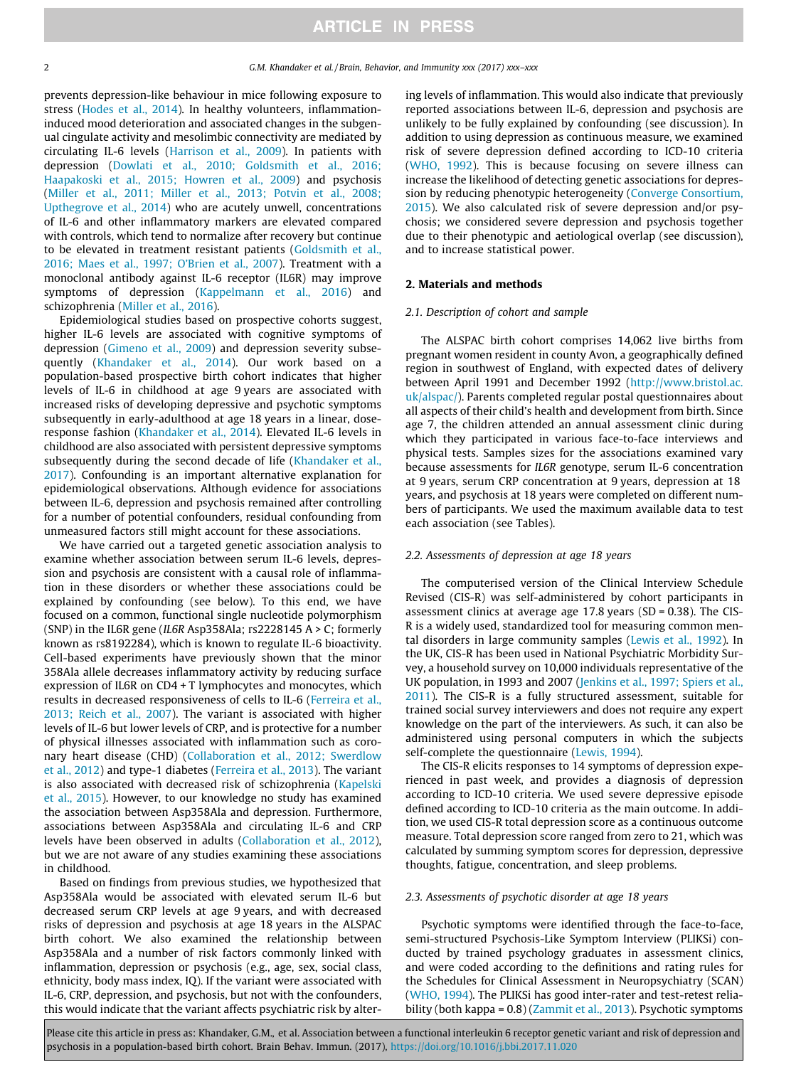prevents depression-like behaviour in mice following exposure to stress (Hodes et al., 2014). In healthy volunteers, inflammation-induced mood deterioration and associated changes in the subgenual cingulate activity and mesolimbic connectivity are mediated by circulating IL-6 levels (Harrison et al., 2009). In patients with depression (Dowlati et al., 2010; Goldsmith et al., 2016; Haapakoski et al., 2015; Howren et al., 2009) and psychosis (Miller et al., 2011; Miller et al., 2013; Potvin et al., 2008; Upthegrove et al., 2014) who are acutely unwell, concentrations of IL-6 and other inflammatory markers are elevated compared with controls, which tend to normalize after recovery but continue to be elevated in treatment resistant patients (Goldsmith et al., 2016; Maes et al., 1997; O'Brien et al., 2007). Treatment with a monoclonal antibody against IL-6 receptor (IL6R) may improve symptoms of depression (Kappelmann et al., 2016) and schizophrenia (Miller et al., 2016).

Epidemiological studies based on prospective cohorts suggest, higher IL-6 levels are associated with cognitive symptoms of depression (Gimeno et al., 2009) and depression severity subsequently (Khandaker et al., 2014). Our work based on a population-based prospective birth cohort indicates that higher levels of IL-6 in childhood at age 9 years are associated with increased risks of developing depressive and psychotic symptoms subsequently in early-adulthood at age 18 years in a linear, dose-response fashion (Khandaker et al., 2014). Elevated IL-6 levels in childhood are also associated with persistent depressive symptoms subsequently during the second decade of life (Khandaker et al., 2017). Confounding is an important alternative explanation for epidemiological observations. Although evidence for associations between IL-6, depression and psychosis remained after controlling for a number of potential confounders, residual confounding from unmeasured factors still might account for these associations.

We have carried out a targeted genetic association analysis to examine whether association between serum IL-6 levels, depression and psychosis are consistent with a causal role of inflammation in these disorders or whether these associations could be explained by confounding (see below). To this end, we have focused on a common, functional single nucleotide polymorphism (SNP) in the IL6R gene (*IL6R* Asp358Ala; rs2228145 A > C; formerly known as rs8192284), which is known to regulate IL-6 bioactivity. Cell-based experiments have previously shown that the minor 358Ala allele decreases inflammatory activity by reducing surface expression of IL6R on CD4 + T lymphocytes and monocytes, which results in decreased responsiveness of cells to IL-6 (Ferreira et al., 2013; Reich et al., 2007). The variant is associated with higher levels of IL-6 but lower levels of CRP, and is protective for a number of physical illnesses associated with inflammation such as coronary heart disease (CHD) (Collaboration et al., 2012; Swerdlow et al., 2012) and type-1 diabetes (Ferreira et al., 2013). The variant is also associated with decreased risk of schizophrenia (Kapelski et al., 2015). However, to our knowledge no study has examined the association between Asp358Ala and depression. Furthermore, associations between Asp358Ala and circulating IL-6 and CRP levels have been observed in adults (Collaboration et al., 2012), but we are not aware of any studies examining these associations in childhood.

Based on findings from previous studies, we hypothesized that Asp358Ala would be associated with elevated serum IL-6 but decreased serum CRP levels at age 9 years, and with decreased risks of depression and psychosis at age 18 years in the ALSPAC birth cohort. We also examined the relationship between Asp358Ala and a number of risk factors commonly linked with inflammation, depression or psychosis (e.g., age, sex, social class, ethnicity, body mass index, IQ). If the variant were associated with IL-6, CRP, depression, and psychosis, but not with the confounders, this would indicate that the variant affects psychiatric risk by altering levels of inflammation. This would also indicate that previously reported associations between IL-6, depression and psychosis are unlikely to be fully explained by confounding (see discussion). In addition to using depression as continuous measure, we examined risk of severe depression defined according to ICD-10 criteria (WHO, 1992). This is because focusing on severe illness can increase the likelihood of detecting genetic associations for depression by reducing phenotypic heterogeneity (Converge Consortium, 2015). We also calculated risk of severe depression and/or psychosis; we considered severe depression and psychosis together due to their phenotypic and aetiological overlap (see discussion), and to increase statistical power.

## 2. Materials and methods

### 2.1. Description of cohort and sample

The ALSPAC birth cohort comprises 14,062 live births from pregnant women resident in county Avon, a geographically defined region in southwest of England, with expected dates of delivery between April 1991 and December 1992 (http://www.bristol.ac.uk/alspac/). Parents completed regular postal questionnaires about all aspects of their child's health and development from birth. Since age 7, the children attended an annual assessment clinic during which they participated in various face-to-face interviews and physical tests. Samples sizes for the associations examined vary because assessments for *IL6R* genotype, serum IL-6 concentration at 9 years, serum CRP concentration at 9 years, depression at 18 years, and psychosis at 18 years were completed on different numbers of participants. We used the maximum available data to test each association (see Tables).

### 2.2. Assessments of depression at age 18 years

The computerised version of the Clinical Interview Schedule Revised (CIS-R) was self-administered by cohort participants in assessment clinics at average age 17.8 years (SD = 0.38). The CIS-R is a widely used, standardized tool for measuring common mental disorders in large community samples (Lewis et al., 1992). In the UK, CIS-R has been used in National Psychiatric Morbidity Survey, a household survey on 10,000 individuals representative of the UK population, in 1993 and 2007 (Jenkins et al., 1997; Spiers et al., 2011). The CIS-R is a fully structured assessment, suitable for trained social survey interviewers and does not require any expert knowledge on the part of the interviewers. As such, it can also be administered using personal computers in which the subjects self-complete the questionnaire (Lewis, 1994).

The CIS-R elicits responses to 14 symptoms of depression experienced in past week, and provides a diagnosis of depression according to ICD-10 criteria. We used severe depressive episode defined according to ICD-10 criteria as the main outcome. In addition, we used CIS-R total depression score as a continuous outcome measure. Total depression score ranged from zero to 21, which was calculated by summing symptom scores for depression, depressive thoughts, fatigue, concentration, and sleep problems.

### 2.3. Assessments of psychotic disorder at age 18 years

Psychotic symptoms were identified through the face-to-face, semi-structured Psychosis-Like Symptom Interview (PLIKSi) conducted by trained psychology graduates in assessment clinics, and were coded according to the definitions and rating rules for the Schedules for Clinical Assessment in Neuropsychiatry (SCAN) (WHO, 1994). The PLIKSi has good inter-rater and test-retest reliability (both kappa = 0.8) (Zammit et al., 2013). Psychotic symptoms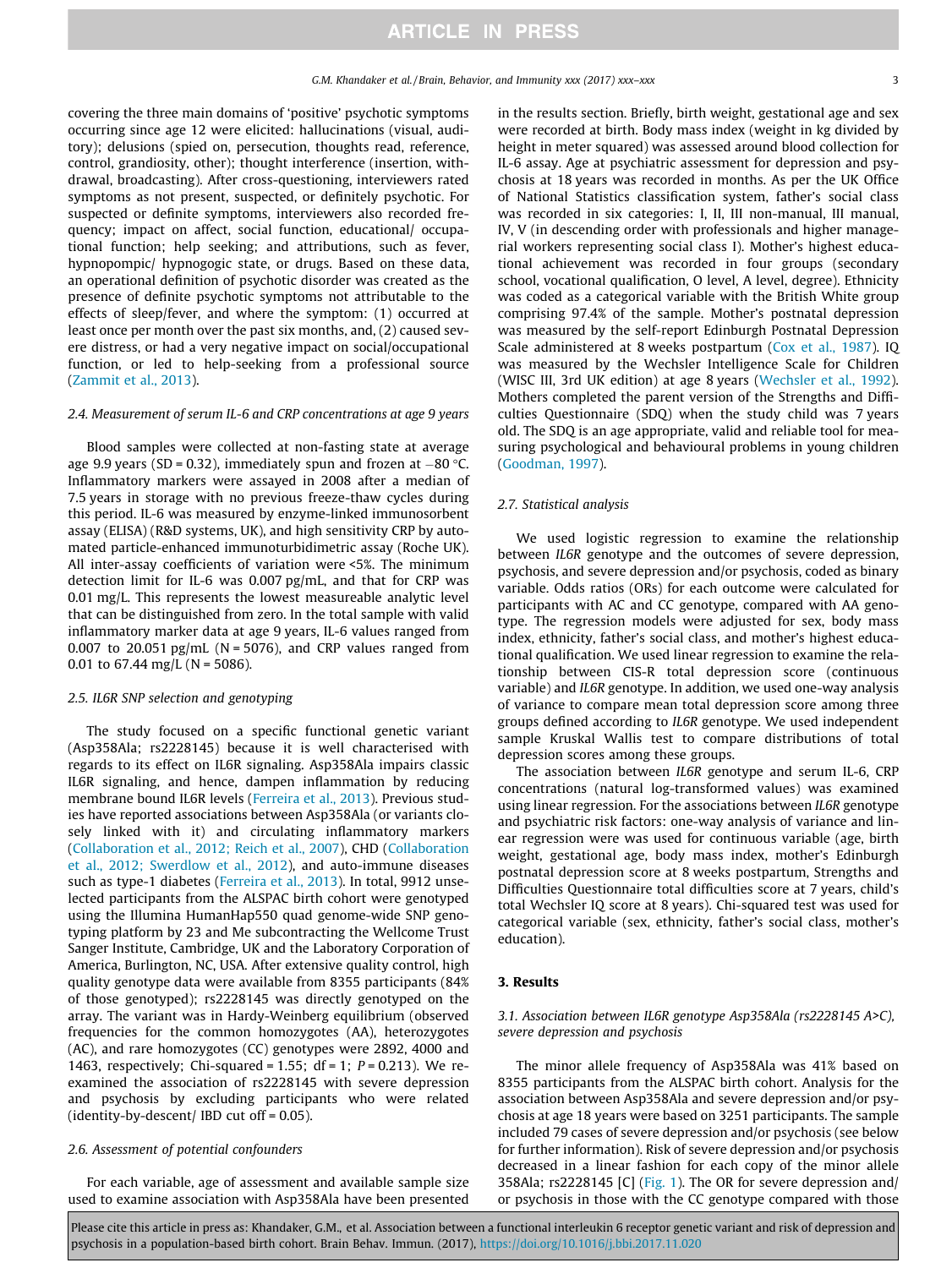covering the three main domains of 'positive' psychotic symptoms occurring since age 12 were elicited: hallucinations (visual, auditory); delusions (spied on, persecution, thoughts read, reference, control, grandiosity, other); thought interference (insertion, withdrawal, broadcasting). After cross-questioning, interviewers rated symptoms as not present, suspected, or definitely psychotic. For suspected or definite symptoms, interviewers also recorded frequency; impact on affect, social function, educational/ occupational function; help seeking; and attributions, such as fever, hypnopompic/ hypnogogic state, or drugs. Based on these data, an operational definition of psychotic disorder was created as the presence of definite psychotic symptoms not attributable to the effects of sleep/fever, and where the symptom: (1) occurred at least once per month over the past six months, and, (2) caused severe distress, or had a very negative impact on social/occupational function, or led to help-seeking from a professional source (Zammit et al., 2013).

### 2.4. Measurement of serum IL-6 and CRP concentrations at age 9 years

Blood samples were collected at non-fasting state at average age 9.9 years (SD = 0.32), immediately spun and frozen at −80 °C. Inflammatory markers were assayed in 2008 after a median of 7.5 years in storage with no previous freeze-thaw cycles during this period. IL-6 was measured by enzyme-linked immunosorbent assay (ELISA) (R&D systems, UK), and high sensitivity CRP by automated particle-enhanced immunoturbidimetric assay (Roche UK). All inter-assay coefficients of variation were <5%. The minimum detection limit for IL-6 was 0.007 pg/mL, and that for CRP was 0.01 mg/L. This represents the lowest measureable analytic level that can be distinguished from zero. In the total sample with valid inflammatory marker data at age 9 years, IL-6 values ranged from 0.007 to 20.051 pg/mL (N = 5076), and CRP values ranged from 0.01 to 67.44 mg/L (N = 5086).

### 2.5. IL6R SNP selection and genotyping

The study focused on a specific functional genetic variant (Asp358Ala; rs2228145) because it is well characterised with regards to its effect on IL6R signaling. Asp358Ala impairs classic IL6R signaling, and hence, dampen inflammation by reducing membrane bound IL6R levels (Ferreira et al., 2013). Previous studies have reported associations between Asp358Ala (or variants closely linked with it) and circulating inflammatory markers (Collaboration et al., 2012; Reich et al., 2007), CHD (Collaboration et al., 2012; Swerdlow et al., 2012), and auto-immune diseases such as type-1 diabetes (Ferreira et al., 2013). In total, 9912 unselected participants from the ALSPAC birth cohort were genotyped using the Illumina HumanHap550 quad genome-wide SNP genotyping platform by 23 and Me subcontracting the Wellcome Trust Sanger Institute, Cambridge, UK and the Laboratory Corporation of America, Burlington, NC, USA. After extensive quality control, high quality genotype data were available from 8355 participants (84% of those genotyped); rs2228145 was directly genotyped on the array. The variant was in Hardy-Weinberg equilibrium (observed frequencies for the common homozygotes (AA), heterozygotes (AC), and rare homozygotes (CC) genotypes were 2892, 4000 and 1463, respectively; Chi-squared = 1.55; df = 1; $P = 0.213$). We re-examined the association of rs2228145 with severe depression and psychosis by excluding participants who were related (identity-by-descent/ IBD cut off = 0.05).

### 2.6. Assessment of potential confounders

For each variable, age of assessment and available sample size used to examine association with Asp358Ala have been presented in the results section. Briefly, birth weight, gestational age and sex were recorded at birth. Body mass index (weight in kg divided by height in meter squared) was assessed around blood collection for IL-6 assay. Age at psychiatric assessment for depression and psychosis at 18 years was recorded in months. As per the UK Office of National Statistics classification system, father's social class was recorded in six categories: I, II, III non-manual, III manual, IV, V (in descending order with professionals and higher managerial workers representing social class I). Mother's highest educational achievement was recorded in four groups (secondary school, vocational qualification, O level, A level, degree). Ethnicity was coded as a categorical variable with the British White group comprising 97.4% of the sample. Mother's postnatal depression was measured by the self-report Edinburgh Postnatal Depression Scale administered at 8 weeks postpartum (Cox et al., 1987). IQ was measured by the Wechsler Intelligence Scale for Children (WISC III, 3rd UK edition) at age 8 years (Wechsler et al., 1992). Mothers completed the parent version of the Strengths and Difficulties Questionnaire (SDQ) when the study child was 7 years old. The SDQ is an age appropriate, valid and reliable tool for measuring psychological and behavioural problems in young children (Goodman, 1997).

### 2.7. Statistical analysis

We used logistic regression to examine the relationship between *IL6R* genotype and the outcomes of severe depression, psychosis, and severe depression and/or psychosis, coded as binary variable. Odds ratios (ORs) for each outcome were calculated for participants with AC and CC genotype, compared with AA genotype. The regression models were adjusted for sex, body mass index, ethnicity, father's social class, and mother's highest educational qualification. We used linear regression to examine the relationship between CIS-R total depression score (continuous variable) and *IL6R* genotype. In addition, we used one-way analysis of variance to compare mean total depression score among three groups defined according to *IL6R* genotype. We used independent sample Kruskal Wallis test to compare distributions of total depression scores among these groups.

The association between *IL6R* genotype and serum IL-6, CRP concentrations (natural log-transformed values) was examined using linear regression. For the associations between *IL6R* genotype and psychiatric risk factors: one-way analysis of variance and linear regression were was used for continuous variable (age, birth weight, gestational age, body mass index, mother's Edinburgh postnatal depression score at 8 weeks postpartum, Strengths and Difficulties Questionnaire total difficulties score at 7 years, child's total Wechsler IQ score at 8 years). Chi-squared test was used for categorical variable (sex, ethnicity, father's social class, mother's education).

## 3. Results

### 3.1. Association between IL6R genotype Asp358Ala (rs2228145 A>C), severe depression and psychosis

The minor allele frequency of Asp358Ala was 41% based on 8355 participants from the ALSPAC birth cohort. Analysis for the association between Asp358Ala and severe depression and/or psychosis at age 18 years were based on 3251 participants. The sample included 79 cases of severe depression and/or psychosis (see below for further information). Risk of severe depression and/or psychosis decreased in a linear fashion for each copy of the minor allele 358Ala; rs2228145 [C] (Fig. 1). The OR for severe depression and/ or psychosis in those with the CC genotype compared with those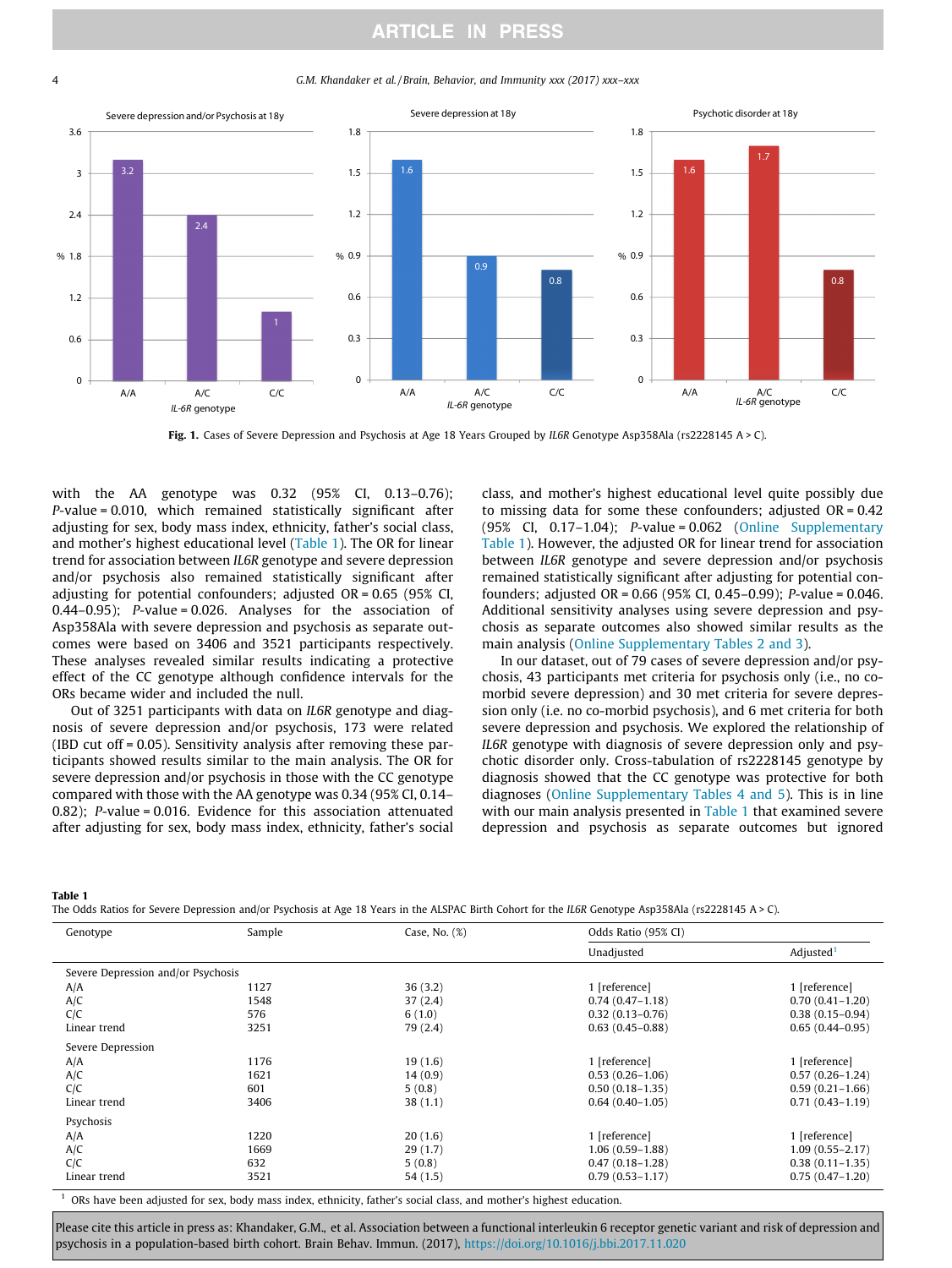Fig. 1. Cases of Severe Depression and Psychosis at Age 18 Years Grouped by *IL6R* Genotype Asp358Ala (rs2228145 A > C).

with the AA genotype was 0.32 (95% CI, 0.13–0.76); *P*-value = 0.010, which remained statistically significant after adjusting for sex, body mass index, ethnicity, father's social class, and mother's highest educational level (Table 1). The OR for linear trend for association between *IL6R* genotype and severe depression and/or psychosis also remained statistically significant after adjusting for potential confounders; adjusted OR = 0.65 (95% CI, 0.44–0.95); *P*-value = 0.026. Analyses for the association of Asp358Ala with severe depression and psychosis as separate outcomes were based on 3406 and 3521 participants respectively. These analyses revealed similar results indicating a protective effect of the CC genotype although confidence intervals for the ORs became wider and included the null.

Out of 3251 participants with data on *IL6R* genotype and diagnosis of severe depression and/or psychosis, 173 were related (IBD cut off = 0.05). Sensitivity analysis after removing these participants showed results similar to the main analysis. The OR for severe depression and/or psychosis in those with the CC genotype compared with those with the AA genotype was 0.34 (95% CI, 0.14–0.82); *P*-value = 0.016. Evidence for this association attenuated after adjusting for sex, body mass index, ethnicity, father's social class, and mother's highest educational level quite possibly due to missing data for some these confounders; adjusted OR = 0.42 (95% CI, 0.17–1.04); *P*-value = 0.062 (Online Supplementary Table 1). However, the adjusted OR for linear trend for association between *IL6R* genotype and severe depression and/or psychosis remained statistically significant after adjusting for potential confounders; adjusted OR = 0.66 (95% CI, 0.45–0.99); *P*-value = 0.046. Additional sensitivity analyses using severe depression and psychosis as separate outcomes also showed similar results as the main analysis (Online Supplementary Tables 2 and 3).

In our dataset, out of 79 cases of severe depression and/or psychosis, 43 participants met criteria for psychosis only (i.e., no co-morbid severe depression) and 30 met criteria for severe depression only (i.e. no co-morbid psychosis), and 6 met criteria for both severe depression and psychosis. We explored the relationship of *IL6R* genotype with diagnosis of severe depression only and psychotic disorder only. Cross-tabulation of rs2228145 genotype by diagnosis showed that the CC genotype was protective for both diagnoses (Online Supplementary Tables 4 and 5). This is in line with our main analysis presented in Table 1 that examined severe depression and psychosis as separate outcomes but ignored

**Table 1**
The Odds Ratios for Severe Depression and/or Psychosis at Age 18 Years in the ALSPAC Birth Cohort for the *IL6R* Genotype Asp358Ala (rs2228145 A > C).

| Genotype | Sample | Case, No. (%) | Odds Ratio (95% CI) | |
|---|---|---|---|---|
| | | | Unadjusted | Adjusted[1] |
| Severe Depression and/or Psychosis | | | | |
| A/A | 1127 | 36 (3.2) | 1 [reference] | 1 [reference] |
| A/C | 1548 | 37 (2.4) | 0.74 (0.47–1.18) | 0.70 (0.41–1.20) |
| C/C | 576 | 6 (1.0) | 0.32 (0.13–0.76) | 0.38 (0.15–0.94) |
| Linear trend | 3251 | 79 (2.4) | 0.63 (0.45–0.88) | 0.65 (0.44–0.95) |
| Severe Depression | | | | |
| A/A | 1176 | 19 (1.6) | 1 [reference] | 1 [reference] |
| A/C | 1621 | 14 (0.9) | 0.53 (0.26–1.06) | 0.57 (0.26–1.24) |
| C/C | 601 | 5 (0.8) | 0.50 (0.18–1.35) | 0.59 (0.21–1.66) |
| Linear trend | 3406 | 38 (1.1) | 0.64 (0.40–1.05) | 0.71 (0.43–1.19) |
| Psychosis | | | | |
| A/A | 1220 | 20 (1.6) | 1 [reference] | 1 [reference] |
| A/C | 1669 | 29 (1.7) | 1.06 (0.59–1.88) | 1.09 (0.55–2.17) |
| C/C | 632 | 5 (0.8) | 0.47 (0.18–1.28) | 0.38 (0.11–1.35) |
| Linear trend | 3521 | 54 (1.5) | 0.79 (0.53–1.17) | 0.75 (0.47–1.20) |

[1] ORs have been adjusted for sex, body mass index, ethnicity, father's social class, and mother's highest education.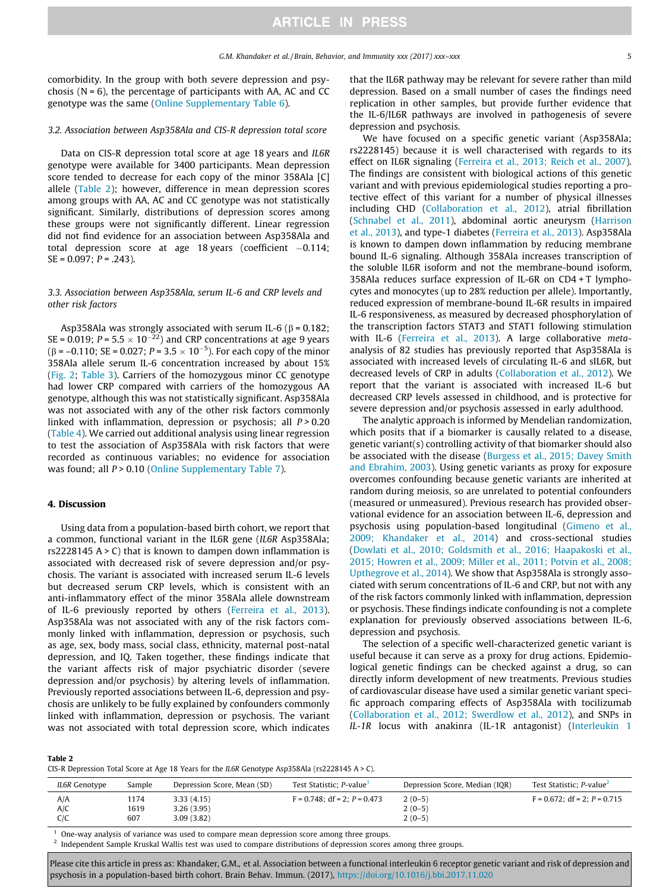comorbidity. In the group with both severe depression and psychosis (N = 6), the percentage of participants with AA, AC and CC genotype was the same (Online Supplementary Table 6).

### 3.2. Association between Asp358Ala and CIS-R depression total score

Data on CIS-R depression total score at age 18 years and *IL6R* genotype were available for 3400 participants. Mean depression score tended to decrease for each copy of the minor 358Ala [C] allele (Table 2); however, difference in mean depression scores among groups with AA, AC and CC genotype was not statistically significant. Similarly, distributions of depression scores among these groups were not significantly different. Linear regression did not find evidence for an association between Asp358Ala and total depression score at age 18 years (coefficient −0.114; SE = 0.097; $P = .243$).

### 3.3. Association between Asp358Ala, serum IL-6 and CRP levels and other risk factors

Asp358Ala was strongly associated with serum IL-6 ($\beta = 0.182$; SE = 0.019; $P = 5.5 \times 10^{-22}$) and CRP concentrations at age 9 years ($\beta = -0.110$; SE = 0.027; $P = 3.5 \times 10^{-5}$). For each copy of the minor 358Ala allele serum IL-6 concentration increased by about 15% (Fig. 2; Table 3). Carriers of the homozygous minor CC genotype had lower CRP compared with carriers of the homozygous AA genotype, although this was not statistically significant. Asp358Ala was not associated with any of the other risk factors commonly linked with inflammation, depression or psychosis; all $P > 0.20$ (Table 4). We carried out additional analysis using linear regression to test the association of Asp358Ala with risk factors that were recorded as continuous variables; no evidence for association was found; all $P > 0.10$ (Online Supplementary Table 7).

## 4. Discussion

Using data from a population-based birth cohort, we report that a common, functional variant in the IL6R gene (*IL6R* Asp358Ala; rs2228145 A > C) that is known to dampen down inflammation is associated with decreased risk of severe depression and/or psychosis. The variant is associated with increased serum IL-6 levels but decreased serum CRP levels, which is consistent with an anti-inflammatory effect of the minor 358Ala allele downstream of IL-6 previously reported by others (Ferreira et al., 2013). Asp358Ala was not associated with any of the risk factors commonly linked with inflammation, depression or psychosis, such as age, sex, body mass, social class, ethnicity, maternal post-natal depression, and IQ. Taken together, these findings indicate that the variant affects risk of major psychiatric disorder (severe depression and/or psychosis) by altering levels of inflammation. Previously reported associations between IL-6, depression and psychosis are unlikely to be fully explained by confounders commonly linked with inflammation, depression or psychosis. The variant was not associated with total depression score, which indicates that the IL6R pathway may be relevant for severe rather than mild depression. Based on a small number of cases the findings need replication in other samples, but provide further evidence that the IL-6/IL6R pathways are involved in pathogenesis of severe depression and psychosis.

We have focused on a specific genetic variant (Asp358Ala; rs2228145) because it is well characterised with regards to its effect on IL6R signaling (Ferreira et al., 2013; Reich et al., 2007). The findings are consistent with biological actions of this genetic variant and with previous epidemiological studies reporting a protective effect of this variant for a number of physical illnesses including CHD (Collaboration et al., 2012), atrial fibrillation (Schnabel et al., 2011), abdominal aortic aneurysm (Harrison et al., 2013), and type-1 diabetes (Ferreira et al., 2013). Asp358Ala is known to dampen down inflammation by reducing membrane bound IL-6 signaling. Although 358Ala increases transcription of the soluble IL6R isoform and not the membrane-bound isoform, 358Ala reduces surface expression of IL-6R on CD4 + T lymphocytes and monocytes (up to 28% reduction per allele). Importantly, reduced expression of membrane-bound IL-6R results in impaired IL-6 responsiveness, as measured by decreased phosphorylation of the transcription factors STAT3 and STAT1 following stimulation with IL-6 (Ferreira et al., 2013). A large collaborative *meta*-analysis of 82 studies has previously reported that Asp358Ala is associated with increased levels of circulating IL-6 and sIL6R, but decreased levels of CRP in adults (Collaboration et al., 2012). We report that the variant is associated with increased IL-6 but decreased CRP levels assessed in childhood, and is protective for severe depression and/or psychosis assessed in early adulthood.

The analytic approach is informed by Mendelian randomization, which posits that if a biomarker is causally related to a disease, genetic variant(s) controlling activity of that biomarker should also be associated with the disease (Burgess et al., 2015; Davey Smith and Ebrahim, 2003). Using genetic variants as proxy for exposure overcomes confounding because genetic variants are inherited at random during meiosis, so are unrelated to potential confounders (measured or unmeasured). Previous research has provided observational evidence for an association between IL-6, depression and psychosis using population-based longitudinal (Gimeno et al., 2009; Khandaker et al., 2014) and cross-sectional studies (Dowlati et al., 2010; Goldsmith et al., 2016; Haapakoski et al., 2015; Howren et al., 2009; Miller et al., 2011; Potvin et al., 2008; Upthegrove et al., 2014). We show that Asp358Ala is strongly associated with serum concentrations of IL-6 and CRP, but not with any of the risk factors commonly linked with inflammation, depression or psychosis. These findings indicate confounding is not a complete explanation for previously observed associations between IL-6, depression and psychosis.

The selection of a specific well-characterized genetic variant is useful because it can serve as a proxy for drug actions. Epidemiological genetic findings can be checked against a drug, so can directly inform development of new treatments. Previous studies of cardiovascular disease have used a similar genetic variant specific approach comparing effects of Asp358Ala with tocilizumab (Collaboration et al., 2012; Swerdlow et al., 2012), and SNPs in *IL-1R* locus with anakinra (IL-1R antagonist) (Interleukin 1

**Table 2**
CIS-R Depression Total Score at Age 18 Years for the *IL6R* Genotype Asp358Ala (rs2228145 A > C).

| *IL6R* Genotype | Sample | Depression Score, Mean (SD) | Test Statistic; *P*-value[1] | Depression Score, Median (IQR) | Test Statistic; *P*-value[2] |
|---|---|---|---|---|---|
| A/A | 1174 | 3.33 (4.15) | F = 0.748; df = 2; *P* = 0.473 | 2 (0–5) | F = 0.672; df = 2; *P* = 0.715 |
| A/C | 1619 | 3.26 (3.95) | | 2 (0–5) | |
| C/C | 607 | 3.09 (3.82) | | 2 (0–5) | |

[1] One-way analysis of variance was used to compare mean depression score among three groups.
[2] Independent Sample Kruskal Wallis test was used to compare distributions of depression scores among three groups.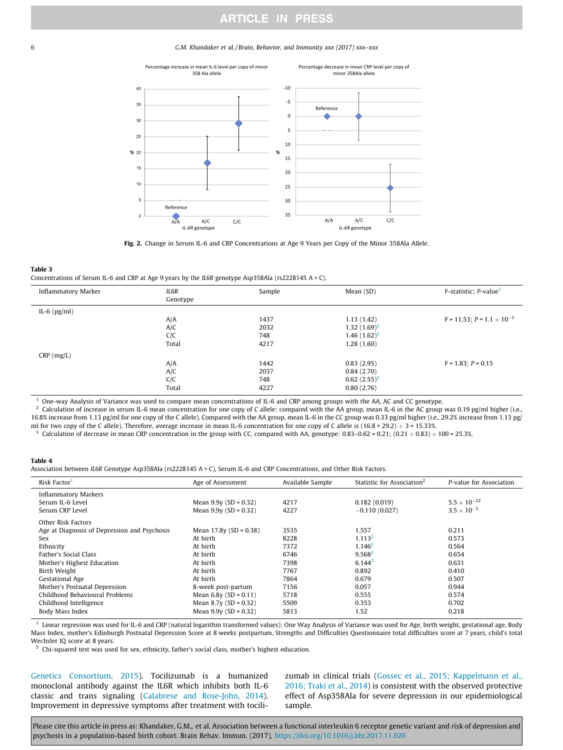Fig. 2. Change in Serum IL-6 and CRP Concentrations at Age 9 Years per Copy of the Minor 358Ala Allele.

**Table 3**
Concentrations of Serum IL-6 and CRP at Age 9 years by the *IL6R* genotype Asp358Ala (rs2228145 A > C).

| Inflammatory Marker | *IL6R* Genotype | Sample | Mean (SD) | F-statistic; *P*-value[1] |
|---|---|---|---|---|
| IL-6 (pg/ml) | | | | |
| | A/A | 1437 | 1.13 (1.42) | F = 11.53; $P = 1.1 \times 10^{-5}$ |
| | A/C | 2032 | 1.32 (1.69)[2] | |
| | C/C | 748 | 1.46 (1.62)[2] | |
| | Total | 4217 | 1.28 (1.60) | |
| CRP (mg/L) | | | | |
| | A/A | 1442 | 0.83 (2.95) | F = 1.83; P = 0.15 |
| | A/C | 2037 | 0.84 (2.70) | |
| | C/C | 748 | 0.62 (2.55)[3] | |
| | Total | 4227 | 0.80 (2.76) | |

[1] One-way Analysis of Variance was used to compare mean concentrations of IL-6 and CRP among groups with the AA, AC and CC genotype.
[2] Calculation of increase in serum IL-6 mean concentration for one copy of C allele: compared with the AA group, mean IL-6 in the AC group was 0.19 pg/ml higher (i.e., 16.8% increase from 1.13 pg/ml for one copy of the C allele). Compared with the AA group, mean IL-6 in the CC group was 0.33 pg/ml higher (i.e., 29.2% increase from 1.13 pg/ml for two copy of the C allele). Therefore, average increase in mean IL-6 concentration for one copy of C allele is (16.8 + 29.2) ÷ 3 = 15.33%.
[3] Calculation of decrease in mean CRP concentration in the group with CC, compared with AA, genotype: 0.83–0.62 = 0.21; (0.21 ÷ 0.83) × 100 = 25.3%.

**Table 4**
Association between *IL6R* Genotype Asp358Ala (rs2228145 A > C), Serum IL-6 and CRP Concentrations, and Other Risk Factors.

| Risk Factor[1] | Age of Assessment | Available Sample | Statistic for Association[2] | *P*-value for Association |
|---|---|---|---|---|
| Inflammatory Markers | | | | |
| Serum IL-6 Level | Mean 9.9y (SD = 0.32) | 4217 | 0.182 (0.019) | $5.5 \times 10^{-22}$ |
| Serum CRP Level | Mean 9.9y (SD = 0.32) | 4227 | −0.110 (0.027) | $3.5 \times 10^{-5}$ |
| Other Risk Factors | | | | |
| Age at Diagnosis of Depression and Psychosis | Mean 17.8y (SD = 0.38) | 3535 | 1.557 | 0.211 |
| Sex | At birth | 8228 | 1.113[2] | 0.573 |
| Ethnicity | At birth | 7372 | 1.146[2] | 0.564 |
| Father's Social Class | At birth | 6746 | 9.568[2] | 0.654 |
| Mother's Highest Education | At birth | 7398 | 6.144[2] | 0.631 |
| Birth Weight | At birth | 7767 | 0.892 | 0.410 |
| Gestational Age | At birth | 7864 | 0.679 | 0.507 |
| Mother's Postnatal Depression | 8-week post-partum | 7156 | 0.057 | 0.944 |
| Childhood Behavioural Problems | Mean 6.8y (SD = 0.11) | 5718 | 0.555 | 0.574 |
| Childhood Intelligence | Mean 8.7y (SD = 0.32) | 5509 | 0.353 | 0.702 |
| Body Mass Index | Mean 9.9y (SD = 0.32) | 5813 | 1.52 | 0.218 |

[1] Linear regression was used for IL-6 and CRP (natural logarithm transformed values); One Way Analysis of Variance was used for Age, birth weight, gestational age, Body Mass Index, mother's Edinburgh Postnatal Depression Score at 8 weeks postpartum, Strengths and Difficulties Questionnaire total difficulties score at 7 years, child's total Wechsler IQ score at 8 years.
[2] Chi-squared test was used for sex, ethnicity, father's social class, mother's highest education.

Genetics Consortium, 2015). Tocilizumab is a humanized monoclonal antibody against the IL6R which inhibits both IL-6 classic and trans signaling (Calabrese and Rose-John, 2014). Improvement in depressive symptoms after treatment with tocilizumab in clinical trials (Gossec et al., 2015; Kappelmann et al., 2016; Traki et al., 2014) is consistent with the observed protective effect of Asp358Ala for severe depression in our epidemiological sample.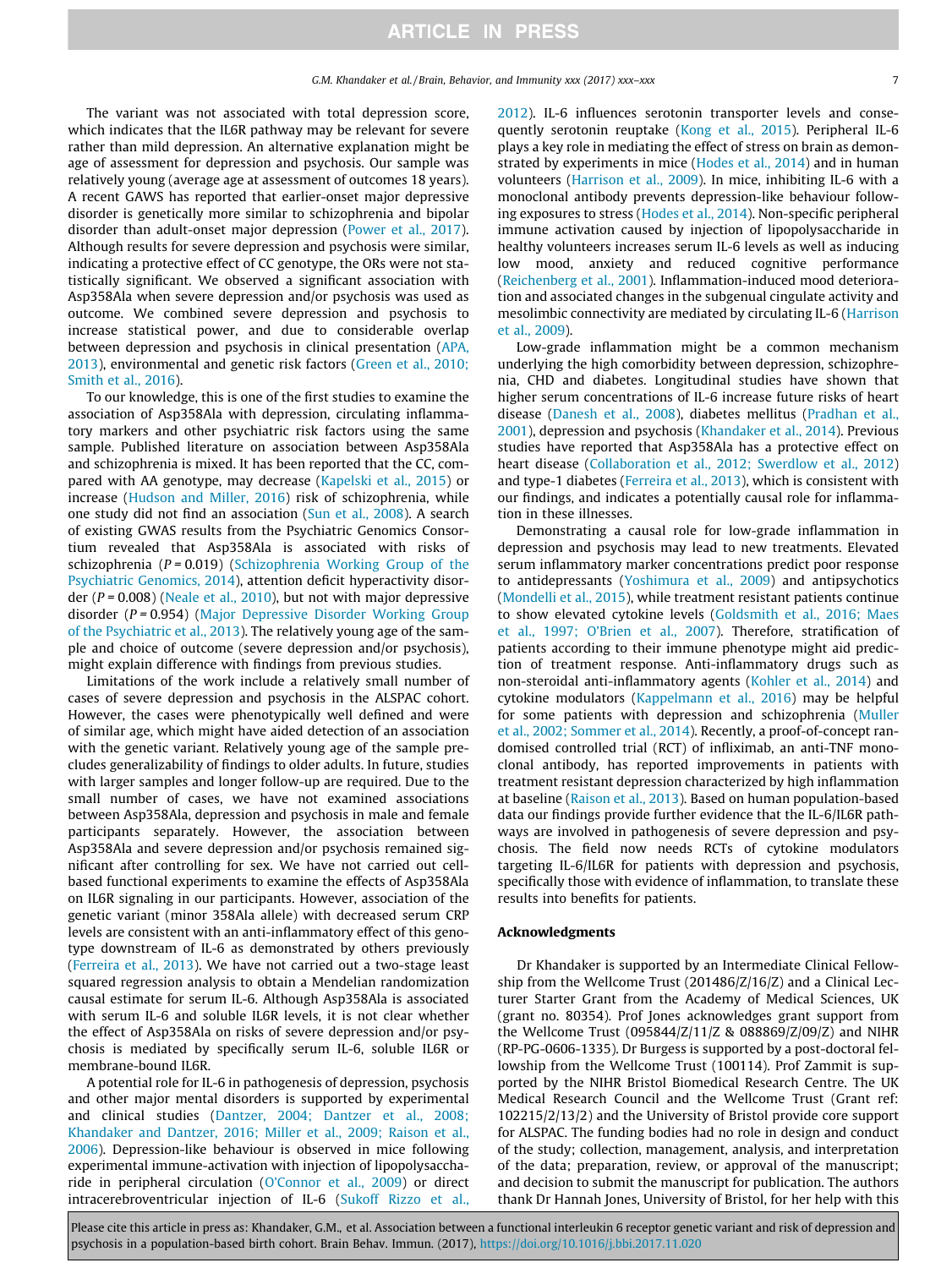The variant was not associated with total depression score, which indicates that the IL6R pathway may be relevant for severe rather than mild depression. An alternative explanation might be age of assessment for depression and psychosis. Our sample was relatively young (average age at assessment of outcomes 18 years). A recent GAWS has reported that earlier-onset major depressive disorder is genetically more similar to schizophrenia and bipolar disorder than adult-onset major depression (Power et al., 2017). Although results for severe depression and psychosis were similar, indicating a protective effect of CC genotype, the ORs were not statistically significant. We observed a significant association with Asp358Ala when severe depression and/or psychosis was used as outcome. We combined severe depression and psychosis to increase statistical power, and due to considerable overlap between depression and psychosis in clinical presentation (APA, 2013), environmental and genetic risk factors (Green et al., 2010; Smith et al., 2016).

To our knowledge, this is one of the first studies to examine the association of Asp358Ala with depression, circulating inflammatory markers and other psychiatric risk factors using the same sample. Published literature on association between Asp358Ala and schizophrenia is mixed. It has been reported that the CC, compared with AA genotype, may decrease (Kapelski et al., 2015) or increase (Hudson and Miller, 2016) risk of schizophrenia, while one study did not find an association (Sun et al., 2008). A search of existing GWAS results from the Psychiatric Genomics Consortium revealed that Asp358Ala is associated with risks of schizophrenia ($P = 0.019$) (Schizophrenia Working Group of the Psychiatric Genomics, 2014), attention deficit hyperactivity disorder ($P = 0.008$) (Neale et al., 2010), but not with major depressive disorder ($P = 0.954$) (Major Depressive Disorder Working Group of the Psychiatric et al., 2013). The relatively young age of the sample and choice of outcome (severe depression and/or psychosis), might explain difference with findings from previous studies.

Limitations of the work include a relatively small number of cases of severe depression and psychosis in the ALSPAC cohort. However, the cases were phenotypically well defined and were of similar age, which might have aided detection of an association with the genetic variant. Relatively young age of the sample precludes generalizability of findings to older adults. In future, studies with larger samples and longer follow-up are required. Due to the small number of cases, we have not examined associations between Asp358Ala, depression and psychosis in male and female participants separately. However, the association between Asp358Ala and severe depression and/or psychosis remained significant after controlling for sex. We have not carried out cell-based functional experiments to examine the effects of Asp358Ala on IL6R signaling in our participants. However, association of the genetic variant (minor 358Ala allele) with decreased serum CRP levels are consistent with an anti-inflammatory effect of this genotype downstream of IL-6 as demonstrated by others previously (Ferreira et al., 2013). We have not carried out a two-stage least squared regression analysis to obtain a Mendelian randomization causal estimate for serum IL-6. Although Asp358Ala is associated with serum IL-6 and soluble IL6R levels, it is not clear whether the effect of Asp358Ala on risks of severe depression and/or psychosis is mediated by specifically serum IL-6, soluble IL6R or membrane-bound IL6R.

A potential role for IL-6 in pathogenesis of depression, psychosis and other major mental disorders is supported by experimental and clinical studies (Dantzer, 2004; Dantzer et al., 2008; Khandaker and Dantzer, 2016; Miller et al., 2009; Raison et al., 2006). Depression-like behaviour is observed in mice following experimental immune-activation with injection of lipopolysaccharide in peripheral circulation (O'Connor et al., 2009) or direct intracerebroventricular injection of IL-6 (Sukoff Rizzo et al., 2012). IL-6 influences serotonin transporter levels and consequently serotonin reuptake (Kong et al., 2015). Peripheral IL-6 plays a key role in mediating the effect of stress on brain as demonstrated by experiments in mice (Hodes et al., 2014) and in human volunteers (Harrison et al., 2009). In mice, inhibiting IL-6 with a monoclonal antibody prevents depression-like behaviour following exposures to stress (Hodes et al., 2014). Non-specific peripheral immune activation caused by injection of lipopolysaccharide in healthy volunteers increases serum IL-6 levels as well as inducing low mood, anxiety and reduced cognitive performance (Reichenberg et al., 2001). Inflammation-induced mood deterioration and associated changes in the subgenual cingulate activity and mesolimbic connectivity are mediated by circulating IL-6 (Harrison et al., 2009).

Low-grade inflammation might be a common mechanism underlying the high comorbidity between depression, schizophrenia, CHD and diabetes. Longitudinal studies have shown that higher serum concentrations of IL-6 increase future risks of heart disease (Danesh et al., 2008), diabetes mellitus (Pradhan et al., 2001), depression and psychosis (Khandaker et al., 2014). Previous studies have reported that Asp358Ala has a protective effect on heart disease (Collaboration et al., 2012; Swerdlow et al., 2012) and type-1 diabetes (Ferreira et al., 2013), which is consistent with our findings, and indicates a potentially causal role for inflammation in these illnesses.

Demonstrating a causal role for low-grade inflammation in depression and psychosis may lead to new treatments. Elevated serum inflammatory marker concentrations predict poor response to antidepressants (Yoshimura et al., 2009) and antipsychotics (Mondelli et al., 2015), while treatment resistant patients continue to show elevated cytokine levels (Goldsmith et al., 2016; Maes et al., 1997; O'Brien et al., 2007). Therefore, stratification of patients according to their immune phenotype might aid prediction of treatment response. Anti-inflammatory drugs such as non-steroidal anti-inflammatory agents (Kohler et al., 2014) and cytokine modulators (Kappelmann et al., 2016) may be helpful for some patients with depression and schizophrenia (Muller et al., 2002; Sommer et al., 2014). Recently, a proof-of-concept randomised controlled trial (RCT) of infliximab, an anti-TNF monoclonal antibody, has reported improvements in patients with treatment resistant depression characterized by high inflammation at baseline (Raison et al., 2013). Based on human population-based data our findings provide further evidence that the IL-6/IL6R pathways are involved in pathogenesis of severe depression and psychosis. The field now needs RCTs of cytokine modulators targeting IL-6/IL6R for patients with depression and psychosis, specifically those with evidence of inflammation, to translate these results into benefits for patients.

## Acknowledgments

Dr Khandaker is supported by an Intermediate Clinical Fellowship from the Wellcome Trust (201486/Z/16/Z) and a Clinical Lecturer Starter Grant from the Academy of Medical Sciences, UK (grant no. 80354). Prof Jones acknowledges grant support from the Wellcome Trust (095844/Z/11/Z & 088869/Z/09/Z) and NIHR (RP-PG-0606-1335). Dr Burgess is supported by a post-doctoral fellowship from the Wellcome Trust (100114). Prof Zammit is supported by the NIHR Bristol Biomedical Research Centre. The UK Medical Research Council and the Wellcome Trust (Grant ref: 102215/2/13/2) and the University of Bristol provide core support for ALSPAC. The funding bodies had no role in design and conduct of the study; collection, management, analysis, and interpretation of the data; preparation, review, or approval of the manuscript; and decision to submit the manuscript for publication. The authors thank Dr Hannah Jones, University of Bristol, for her help with this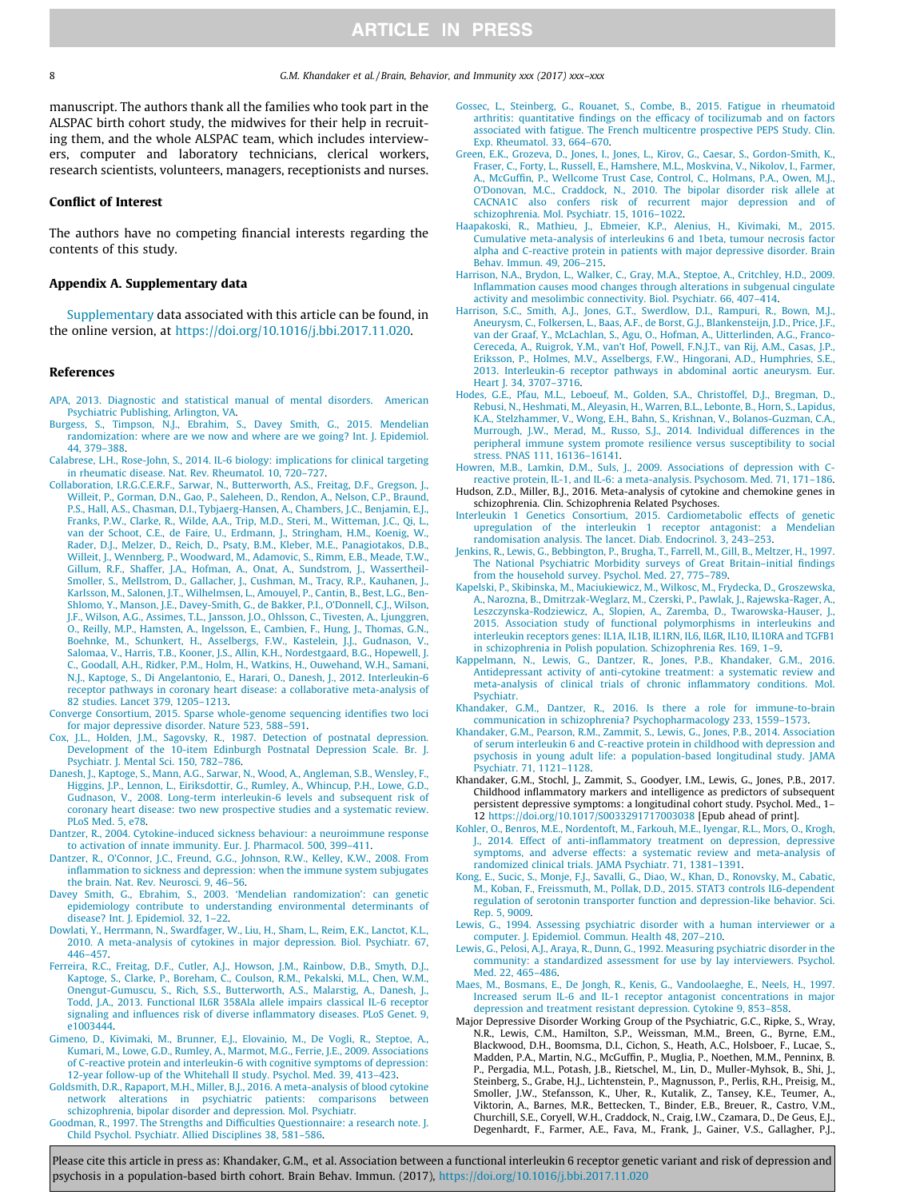manuscript. The authors thank all the families who took part in the ALSPAC birth cohort study, the midwives for their help in recruiting them, and the whole ALSPAC team, which includes interviewers, computer and laboratory technicians, clerical workers, research scientists, volunteers, managers, receptionists and nurses.

### Conflict of Interest

The authors have no competing financial interests regarding the contents of this study.

### Appendix A. Supplementary data

Supplementary data associated with this article can be found, in the online version, at https://doi.org/10.1016/j.bbi.2017.11.020.

### References

APA, 2013. Diagnostic and statistical manual of mental disorders. American Psychiatric Publishing, Arlington, VA.

Burgess, S., Timpson, N.J., Ebrahim, S., Davey Smith, G., 2015. Mendelian randomization: where are we now and where are we going? Int. J. Epidemiol. 44, 379–388.

Calabrese, L.H., Rose-John, S., 2014. IL-6 biology: implications for clinical targeting in rheumatic disease. Nat. Rev. Rheumatol. 10, 720–727.

Collaboration, I.R.G.C.E.R.F., Sarwar, N., Butterworth, A.S., Freitag, D.F., Gregson, J., Willeit, P., Gorman, D.N., Gao, P., Saleheen, D., Rendon, A., Nelson, C.P., Braund, P.S., Hall, A.S., Chasman, D.I., Tybjaerg-Hansen, A., Chambers, J.C., Benjamin, E.J., Franks, P.W., Clarke, R., Wilde, A.A., Trip, M.D., Steri, M., Witteman, J.C., Qi, L., van der Schoot, C.E., de Faire, U., Erdmann, J., Stringham, H.M., Koenig, W., Rader, D.J., Melzer, D., Reich, D., Psaty, B.M., Kleber, M.E., Panagiotakos, D.B., Willeit, J., Wennberg, P., Woodward, M., Adamovic, S., Rimm, E.B., Meade, T.W., Gillum, R.F., Shaffer, J.A., Hofman, A., Onat, A., Sundstrom, J., Wassertheil-Smoller, S., Mellstrom, D., Gallacher, J., Cushman, M., Tracy, R.P., Kauhanen, J., Karlsson, M., Salonen, J.T., Wilhelmsen, L., Amouyel, P., Cantin, B., Best, L.G., Ben-Shlomo, Y., Manson, J.E., Davey-Smith, G., de Bakker, P.I., O'Donnell, C.J., Wilson, J.F., Wilson, A.G., Assimes, T.L., Jansson, J.O., Ohlsson, C., Tivesten, A., Ljunggren, O., Reilly, M.P., Hamsten, A., Ingelsson, E., Cambien, F., Hung, J., Thomas, G.N., Boehnke, M., Schunkert, H., Asselbergs, F.W., Kastelein, J.J., Gudnason, V., Salomaa, V., Harris, T.B., Kooner, J.S., Allin, K.H., Nordestgaard, B.G., Hopewell, J.C., Goodall, A.H., Ridker, P.M., Holm, H., Watkins, H., Ouwehand, W.H., Samani, N.J., Kaptoge, S., Di Angelantonio, E., Harari, O., Danesh, J., 2012. Interleukin-6 receptor pathways in coronary heart disease: a collaborative meta-analysis of 82 studies. Lancet 379, 1205–1213.

Converge Consortium, 2015. Sparse whole-genome sequencing identifies two loci for major depressive disorder. Nature 523, 588–591.

Cox, J.L., Holden, J.M., Sagovsky, R., 1987. Detection of postnatal depression. Development of the 10-item Edinburgh Postnatal Depression Scale. Br. J. Psychiatr. J. Mental Sci. 150, 782–786.

Danesh, J., Kaptoge, S., Mann, A.G., Sarwar, N., Wood, A., Angleman, S.B., Wensley, F., Higgins, J.P., Lennon, L., Eiriksdottir, G., Rumley, A., Whincup, P.H., Lowe, G.D., Gudnason, V., 2008. Long-term interleukin-6 levels and subsequent risk of coronary heart disease: two new prospective studies and a systematic review. PLoS Med. 5, e78.

Dantzer, R., 2004. Cytokine-induced sickness behaviour: a neuroimmune response to activation of innate immunity. Eur. J. Pharmacol. 500, 399–411.

Dantzer, R., O'Connor, J.C., Freund, G.G., Johnson, R.W., Kelley, K.W., 2008. From inflammation to sickness and depression: when the immune system subjugates the brain. Nat. Rev. Neurosci. 9, 46–56.

Davey Smith, G., Ebrahim, S., 2003. 'Mendelian randomization': can genetic epidemiology contribute to understanding environmental determinants of disease? Int. J. Epidemiol. 32, 1–22.

Dowlati, Y., Herrmann, N., Swardfager, W., Liu, H., Sham, L., Reim, E.K., Lanctot, K.L., 2010. A meta-analysis of cytokines in major depression. Biol. Psychiatr. 67, 446–457.

Ferreira, R.C., Freitag, D.F., Cutler, A.J., Howson, J.M., Rainbow, D.B., Smyth, D.J., Kaptoge, S., Clarke, P., Boreham, C., Coulson, R.M., Pekalski, M.L., Chen, W.M., Onengut-Gumuscu, S., Rich, S.S., Butterworth, A.S., Malarstig, A., Danesh, J., Todd, J.A., 2013. Functional IL6R 358Ala allele impairs classical IL-6 receptor signaling and influences risk of diverse inflammatory diseases. PLoS Genet. 9, e1003444.

Gimeno, D., Kivimaki, M., Brunner, E.J., Elovainio, M., De Vogli, R., Steptoe, A., Kumari, M., Lowe, G.D., Rumley, A., Marmot, M.G., Ferrie, J.E., 2009. Associations of C-reactive protein and interleukin-6 with cognitive symptoms of depression: 12-year follow-up of the Whitehall II study. Psychol. Med. 39, 413–423.

Goldsmith, D.R., Rapaport, M.H., Miller, B.J., 2016. A meta-analysis of blood cytokine network alterations in psychiatric patients: comparisons between schizophrenia, bipolar disorder and depression. Mol. Psychiatr.

Goodman, R., 1997. The Strengths and Difficulties Questionnaire: a research note. J. Child Psychol. Psychiatr. Allied Disciplines 38, 581–586.

Gossec, L., Steinberg, G., Rouanet, S., Combe, B., 2015. Fatigue in rheumatoid arthritis: quantitative findings on the efficacy of tocilizumab and on factors associated with fatigue. The French multicentre prospective PEPS Study. Clin. Exp. Rheumatol. 33, 664–670.

Green, E.K., Grozeva, D., Jones, I., Jones, L., Kirov, G., Caesar, S., Gordon-Smith, K., Fraser, C., Forty, L., Russell, E., Hamshere, M.L., Moskvina, V., Nikolov, I., Farmer, A., McGuffin, P., Wellcome Trust Case, Control, C., Holmans, P.A., Owen, M.J., O'Donovan, M.C., Craddock, N., 2010. The bipolar disorder risk allele at CACNA1C also confers risk of recurrent major depression and of schizophrenia. Mol. Psychiatr. 15, 1016–1022.

Haapakoski, R., Mathieu, J., Ebmeier, K.P., Alenius, H., Kivimaki, M., 2015. Cumulative meta-analysis of interleukins 6 and 1beta, tumour necrosis factor alpha and C-reactive protein in patients with major depressive disorder. Brain Behav. Immun. 49, 206–215.

Harrison, N.A., Brydon, L., Walker, C., Gray, M.A., Steptoe, A., Critchley, H.D., 2009. Inflammation causes mood changes through alterations in subgenual cingulate activity and mesolimbic connectivity. Biol. Psychiatr. 66, 407–414.

Harrison, S.C., Smith, A.J., Jones, G.T., Swerdlow, D.I., Rampuri, R., Bown, M.J., Aneurysm, C., Folkersen, L., Baas, A.F., de Borst, G.J., Blankensteijn, J.D., Price, J.F., van der Graaf, Y., McLachlan, S., Agu, O., Hofman, A., Uitterlinden, A.G., Franco-Cereceda, A., Ruigrok, Y.M., van't Hof, Powell, F.N.J.T., van Rij, A.M., Casas, J.P., Eriksson, P., Holmes, M.V., Asselbergs, F.W., Hingorani, A.D., Humphries, S.E., 2013. Interleukin-6 receptor pathways in abdominal aortic aneurysm. Eur. Heart J. 34, 3707–3716.

Hodes, G.E., Pfau, M.L., Leboeuf, M., Golden, S.A., Christoffel, D.J., Bregman, D., Rebusi, N., Heshmati, M., Aleyasin, H., Warren, B.L., Lebonte, B., Horn, S., Lapidus, K.A., Stelzhammer, V., Wong, E.H., Bahn, S., Krishnan, V., Bolanos-Guzman, C.A., Murrough, J.W., Merad, M., Russo, S.J., 2014. Individual differences in the peripheral immune system promote resilience versus susceptibility to social stress. PNAS 111, 16136–16141.

Howren, M.B., Lamkin, D.M., Suls, J., 2009. Associations of depression with C-reactive protein, IL-1, and IL-6: a meta-analysis. Psychosom. Med. 71, 171–186.

Hudson, Z.D., Miller, B.J., 2016. Meta-analysis of cytokine and chemokine genes in schizophrenia. Clin. Schizophrenia Related Psychoses.

Interleukin 1 Genetics Consortium, 2015. Cardiometabolic effects of genetic upregulation of the interleukin 1 receptor antagonist: a Mendelian randomisation analysis. The lancet. Diab. Endocrinol. 3, 243–253.

Jenkins, R., Lewis, G., Bebbington, P., Brugha, T., Farrell, M., Gill, B., Meltzer, H., 1997. The National Psychiatric Morbidity surveys of Great Britain–initial findings from the household survey. Psychol. Med. 27, 775–789.

Kapelski, P., Skibinska, M., Maciukiewicz, M., Wilkosc, M., Frydecka, D., Groszewska, A., Narozna, B., Dmitrzak-Weglarz, M., Czerski, P., Pawlak, J., Rajewska-Rager, A., Leszczynska-Rodziewicz, A., Slopien, A., Zaremba, D., Twarowska-Hauser, J., 2015. Association study of functional polymorphisms in interleukins and interleukin receptors genes: IL1A, IL1B, IL1RN, IL6, IL6R, IL10, IL10RA and TGFB1 in schizophrenia in Polish population. Schizophrenia Res. 169, 1–9.

Kappelmann, N., Lewis, G., Dantzer, R., Jones, P.B., Khandaker, G.M., 2016. Antidepressant activity of anti-cytokine treatment: a systematic review and meta-analysis of clinical trials of chronic inflammatory conditions. Mol. Psychiatr.

Khandaker, G.M., Dantzer, R., 2016. Is there a role for immune-to-brain communication in schizophrenia? Psychopharmacology 233, 1559–1573.

Khandaker, G.M., Pearson, R.M., Zammit, S., Lewis, G., Jones, P.B., 2014. Association of serum interleukin 6 and C-reactive protein in childhood with depression and psychosis in young adult life: a population-based longitudinal study. JAMA Psychiatr. 71, 1121–1128.

Khandaker, G.M., Stochl, J., Zammit, S., Goodyer, I.M., Lewis, G., Jones, P.B., 2017. Childhood inflammatory markers and intelligence as predictors of subsequent persistent depressive symptoms: a longitudinal cohort study. Psychol. Med., 1–12 https://doi.org/10.1017/S0033291717003038 [Epub ahead of print].

Kohler, O., Benros, M.E., Nordentoft, M., Farkouh, M.E., Iyengar, R.L., Mors, O., Krogh, J., 2014. Effect of anti-inflammatory treatment on depression, depressive symptoms, and adverse effects: a systematic review and meta-analysis of randomized clinical trials. JAMA Psychiatr. 71, 1381–1391.

Kong, E., Sucic, S., Monje, F.J., Savalli, G., Diao, W., Khan, D., Ronovsky, M., Cabatic, M., Koban, F., Freissmuth, M., Pollak, D.D., 2015. STAT3 controls IL6-dependent regulation of serotonin transporter function and depression-like behavior. Sci. Rep. 5, 9009.

Lewis, G., 1994. Assessing psychiatric disorder with a human interviewer or a computer. J. Epidemiol. Commun. Health 48, 207–210.

Lewis, G., Pelosi, A.J., Araya, R., Dunn, G., 1992. Measuring psychiatric disorder in the community: a standardized assessment for use by lay interviewers. Psychol. Med. 22, 465–486.

Maes, M., Bosmans, E., De Jongh, R., Kenis, G., Vandoolaeghe, E., Neels, H., 1997. Increased serum IL-6 and IL-1 receptor antagonist concentrations in major depression and treatment resistant depression. Cytokine 9, 853–858.

Major Depressive Disorder Working Group of the Psychiatric, G.C., Ripke, S., Wray, N.R., Lewis, C.M., Hamilton, S.P., Weissman, M.M., Breen, G., Byrne, E.M., Blackwood, D.H., Boomsma, D.I., Cichon, S., Heath, A.C., Holsboer, F., Lucae, S., Madden, P.A., Martin, N.G., McGuffin, P., Muglia, P., Noethen, M.M., Penninx, B. P., Pergadia, M.L., Potash, J.B., Rietschel, M., Lin, D., Muller-Myhsok, B., Shi, J., Steinberg, S., Grabe, H.J., Lichtenstein, P., Magnusson, P., Perlis, R.H., Preisig, M., Smoller, J.W., Stefansson, K., Uher, R., Kutalik, Z., Tansey, K.E., Teumer, A., Viktorin, A., Barnes, M.R., Bettecken, T., Binder, E.B., Breuer, R., Castro, V.M., Churchill, S.E., Coryell, W.H., Craddock, N., Craig, I.W., Czamara, D., De Geus, E.J., Degenhardt, F., Farmer, A.E., Fava, M., Frank, J., Gainer, V.S., Gallagher, P.J.,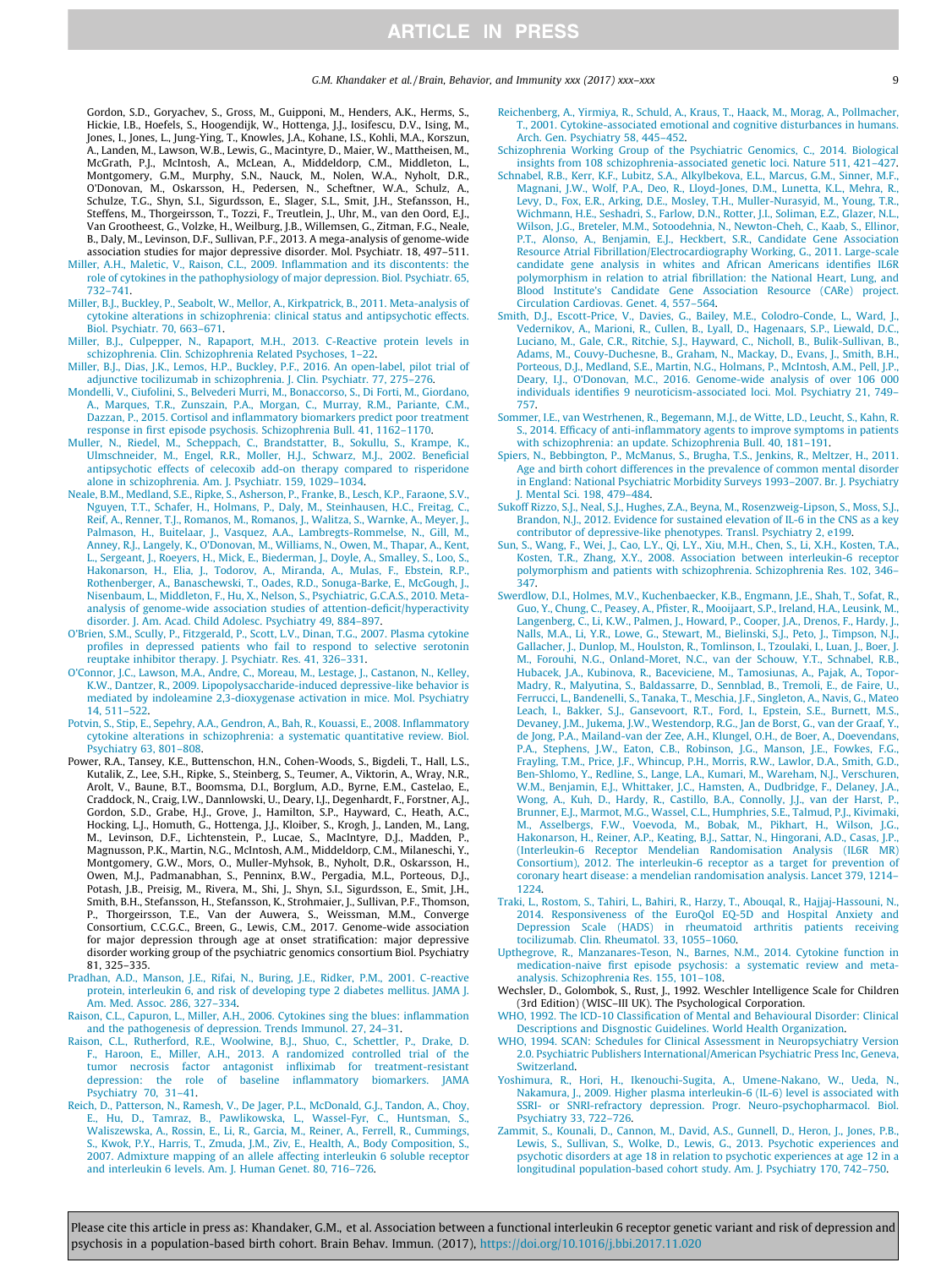Gordon, S.D., Goryachev, S., Gross, M., Guipponi, M., Henders, A.K., Herms, S., Hickie, I.B., Hoefels, S., Hoogendijk, W., Hottenga, J.J., Iosifescu, D.V., Ising, M., Jones, I., Jones, L., Jung-Ying, T., Knowles, J.A., Kohane, I.S., Kohli, M.A., Korszun, A., Landen, M., Lawson, W.B., Lewis, G., Macintyre, D., Maier, W., Mattheisen, M., McGrath, P.J., McIntosh, A., McLean, A., Middeldorp, C.M., Middleton, L., Montgomery, G.M., Murphy, S.N., Nauck, M., Nolen, W.A., Nyholt, D.R., O'Donovan, M., Oskarsson, H., Pedersen, N., Scheftner, W.A., Schulz, A., Schulze, T.G., Shyn, S.I., Sigurdsson, E., Slager, S.L., Smit, J.H., Stefansson, H., Steffens, M., Thorgeirsson, T., Tozzi, F., Treutlein, J., Uhr, M., van den Oord, E.J., Van Grootheest, G., Volzke, H., Weilburg, J.B., Willemsen, G., Zitman, F.G., Neale, B., Daly, M., Levinson, D.F., Sullivan, P.F., 2013. A mega-analysis of genome-wide association studies for major depressive disorder. Mol. Psychiatr. 18, 497–511.

Miller, A.H., Maletic, V., Raison, C.L., 2009. Inflammation and its discontents: the role of cytokines in the pathophysiology of major depression. Biol. Psychiatr. 65, 732–741.

Miller, B.J., Buckley, P., Seabolt, W., Mellor, A., Kirkpatrick, B., 2011. Meta-analysis of cytokine alterations in schizophrenia: clinical status and antipsychotic effects. Biol. Psychiatr. 70, 663–671.

Miller, B.J., Culpepper, N., Rapaport, M.H., 2013. C-Reactive protein levels in schizophrenia. Clin. Schizophrenia Related Psychoses, 1–22.

Miller, B.J., Dias, J.K., Lemos, H.P., Buckley, P.F., 2016. An open-label, pilot trial of adjunctive tocilizumab in schizophrenia. J. Clin. Psychiatr. 77, 275–276.

Mondelli, V., Ciufolini, S., Belvederi Murri, M., Bonaccorso, S., Di Forti, M., Giordano, A., Marques, T.R., Zunszain, P.A., Morgan, C., Murray, R.M., Pariante, C.M., Dazzan, P., 2015. Cortisol and inflammatory biomarkers predict poor treatment response in first episode psychosis. Schizophrenia Bull. 41, 1162–1170.

Muller, N., Riedel, M., Scheppach, C., Brandstatter, B., Sokullu, S., Krampe, K., Ulmschneider, M., Engel, R.R., Moller, H.J., Schwarz, M.J., 2002. Beneficial antipsychotic effects of celecoxib add-on therapy compared to risperidone alone in schizophrenia. Am. J. Psychiatr. 159, 1029–1034.

Neale, B.M., Medland, S.E., Ripke, S., Asherson, P., Franke, B., Lesch, K.P., Faraone, S.V., Nguyen, T.T., Schafer, H., Holmans, P., Daly, M., Steinhausen, H.C., Freitag, C., Reif, A., Renner, T.J., Romanos, M., Romanos, J., Walitza, S., Warnke, A., Meyer, J., Palmason, H., Buitelaar, J., Vasquez, A.A., Lambregts-Rommelse, N., Gill, M., Anney, R.J., Langely, K., O'Donovan, M., Williams, N., Owen, M., Thapar, A., Kent, L., Sergeant, J., Roeyers, H., Mick, E., Biederman, J., Doyle, A., Smalley, S., Loo, S., Hakonarson, H., Elia, J., Todorov, A., Miranda, A., Mulas, F., Ebstein, R.P., Rothenberger, A., Banaschewski, T., Oades, R.D., Sonuga-Barke, E., McGough, J., Nisenbaum, L., Middleton, F., Hu, X., Nelson, S., Psychiatric, G.C.A.S., 2010. Meta-analysis of genome-wide association studies of attention-deficit/hyperactivity disorder. J. Am. Acad. Child Adolesc. Psychiatry 49, 884–897.

O'Brien, S.M., Scully, P., Fitzgerald, P., Scott, L.V., Dinan, T.G., 2007. Plasma cytokine profiles in depressed patients who fail to respond to selective serotonin reuptake inhibitor therapy. J. Psychiatr. Res. 41, 326–331.

O'Connor, J.C., Lawson, M.A., Andre, C., Moreau, M., Lestage, J., Castanon, N., Kelley, K.W., Dantzer, R., 2009. Lipopolysaccharide-induced depressive-like behavior is mediated by indoleamine 2,3-dioxygenase activation in mice. Mol. Psychiatry 14, 511–522.

Potvin, S., Stip, E., Sepehry, A.A., Gendron, A., Bah, R., Kouassi, E., 2008. Inflammatory cytokine alterations in schizophrenia: a systematic quantitative review. Biol. Psychiatry 63, 801–808.

Power, R.A., Tansey, K.E., Buttenschon, H.N., Cohen-Woods, S., Bigdeli, T., Hall, L.S., Kutalik, Z., Lee, S.H., Ripke, S., Steinberg, S., Teumer, A., Viktorin, A., Wray, N.R., Arolt, V., Baune, B.T., Boomsma, D.I., Borglum, A.D., Byrne, E.M., Castelao, E., Craddock, N., Craig, I.W., Dannlowski, U., Deary, I.J., Degenhardt, F., Forstner, A.J., Gordon, S.D., Grabe, H.J., Grove, J., Hamilton, S.P., Hayward, C., Heath, A.C., Hocking, L.J., Homuth, G., Hottenga, J.J., Kloiber, S., Krogh, J., Landen, M., Lang, M., Levinson, D.F., Lichtenstein, P., Lucae, S., MacIntyre, D.J., Madden, P., Magnusson, P.K., Martin, N.G., McIntosh, A.M., Middeldorp, C.M., Milaneschi, Y., Montgomery, G.W., Mors, O., Muller-Myhsok, B., Nyholt, D.R., Oskarsson, H., Owen, M.J., Padmanabhan, S., Penninx, B.W., Pergadia, M.L., Porteous, D.J., Potash, J.B., Preisig, M., Rivera, M., Shi, J., Shyn, S.I., Sigurdsson, E., Smit, J.H., Smith, B.H., Stefansson, H., Stefansson, K., Strohmaier, J., Sullivan, P.F., Thomson, P., Thorgeirsson, T.E., Van der Auwera, S., Weissman, M.M., Converge Consortium, C.C.G.C., Breen, G., Lewis, C.M., 2017. Genome-wide association for major depression through age at onset stratification: major depressive disorder working group of the psychiatric genomics consortium Biol. Psychiatry 81, 325–335.

Pradhan, A.D., Manson, J.E., Rifai, N., Buring, J.E., Ridker, P.M., 2001. C-reactive protein, interleukin 6, and risk of developing type 2 diabetes mellitus. JAMA J. Am. Med. Assoc. 286, 327–334.

Raison, C.L., Capuron, L., Miller, A.H., 2006. Cytokines sing the blues: inflammation and the pathogenesis of depression. Trends Immunol. 27, 24–31.

Raison, C.L., Rutherford, R.E., Woolwine, B.J., Shuo, C., Schettler, P., Drake, D. F., Haroon, E., Miller, A.H., 2013. A randomized controlled trial of the tumor necrosis factor antagonist infliximab for treatment-resistant depression: the role of baseline inflammatory biomarkers. JAMA Psychiatry 70, 31–41.

Reich, D., Patterson, N., Ramesh, V., De Jager, P.L., McDonald, G.J., Tandon, A., Choy, E., Hu, D., Tamraz, B., Pawlikowska, L., Wassel-Fyr, C., Huntsman, S., Waliszewska, A., Rossin, E., Li, R., Garcia, M., Reiner, A., Ferrell, R., Cummings, S., Kwok, P.Y., Harris, T., Zmuda, J.M., Ziv, E., Health, A., Body Composition, S., 2007. Admixture mapping of an allele affecting interleukin 6 soluble receptor and interleukin 6 levels. Am. J. Human Genet. 80, 716–726.

Reichenberg, A., Yirmiya, R., Schuld, A., Kraus, T., Haack, M., Morag, A., Pollmacher, T., 2001. Cytokine-associated emotional and cognitive disturbances in humans. Arch. Gen. Psychiatry 58, 445–452.

Schizophrenia Working Group of the Psychiatric Genomics, C., 2014. Biological insights from 108 schizophrenia-associated genetic loci. Nature 511, 421–427.

Schnabel, R.B., Kerr, K.F., Lubitz, S.A., Alkylbekova, E.L., Marcus, G.M., Sinner, M.F., Magnani, J.W., Wolf, P.A., Deo, R., Lloyd-Jones, D.M., Lunetta, K.L., Mehra, R., Levy, D., Fox, E.R., Arking, D.E., Mosley, T.H., Muller-Nurasyid, M., Young, T.R., Wichmann, H.E., Seshadri, S., Farlow, D.N., Rotter, J.I., Soliman, E.Z., Glazer, N.L., Wilson, J.G., Breteler, M.M., Sotoodehnia, N., Newton-Cheh, C., Kaab, S., Ellinor, P.T., Alonso, A., Benjamin, E.J., Heckbert, S.R., Candidate Gene Association Resource Atrial Fibrillation/Electrocardiography Working, G., 2011. Large-scale candidate gene analysis in whites and African Americans identifies IL6R polymorphism in relation to atrial fibrillation: the National Heart, Lung, and Blood Institute's Candidate Gene Association Resource (CARe) project. Circulation Cardiovas. Genet. 4, 557–564.

Smith, D.J., Escott-Price, V., Davies, G., Bailey, M.E., Colodro-Conde, L., Ward, J., Vedernikov, A., Marioni, R., Cullen, B., Lyall, D., Hagenaars, S.P., Liewald, D.C., Luciano, M., Gale, C.R., Ritchie, S.J., Hayward, C., Nicholl, B., Bulik-Sullivan, B., Adams, M., Couvy-Duchesne, B., Graham, N., Mackay, D., Evans, J., Smith, B.H., Porteous, D.J., Medland, S.E., Martin, N.G., Holmans, P., McIntosh, A.M., Pell, J.P., Deary, I.J., O'Donovan, M.C., 2016. Genome-wide analysis of over 106 000 individuals identifies 9 neuroticism-associated loci. Mol. Psychiatry 21, 749–757.

Sommer, I.E., van Westrhenen, R., Begemann, M.J., de Witte, L.D., Leucht, S., Kahn, R. S., 2014. Efficacy of anti-inflammatory agents to improve symptoms in patients with schizophrenia: an update. Schizophrenia Bull. 40, 181–191.

Spiers, N., Bebbington, P., McManus, S., Brugha, T.S., Jenkins, R., Meltzer, H., 2011. Age and birth cohort differences in the prevalence of common mental disorder in England: National Psychiatric Morbidity Surveys 1993–2007. Br. J. Psychiatry J. Mental Sci. 198, 479–484.

Sukoff Rizzo, S.J., Neal, S.J., Hughes, Z.A., Beyna, M., Rosenzweig-Lipson, S., Moss, S.J., Brandon, N.J., 2012. Evidence for sustained elevation of IL-6 in the CNS as a key contributor of depressive-like phenotypes. Transl. Psychiatry 2, e199.

Sun, S., Wang, F., Wei, J., Cao, L.Y., Qi, L.Y., Xiu, M.H., Chen, S., Li, X.H., Kosten, T.A., Kosten, T.R., Zhang, X.Y., 2008. Association between interleukin-6 receptor polymorphism and patients with schizophrenia. Schizophrenia Res. 102, 346–347.

Swerdlow, D.I., Holmes, M.V., Kuchenbaecker, K.B., Engmann, J.E., Shah, T., Sofat, R., Guo, Y., Chung, C., Peasey, A., Pfister, R., Mooijaart, S.P., Ireland, H.A., Leusink, M., Langenberg, C., Li, K.W., Palmen, J., Howard, P., Cooper, J.A., Drenos, F., Hardy, J., Nalls, M.A., Li, Y.R., Lowe, G., Stewart, M., Bielinski, S.J., Peto, J., Timpson, N.J., Gallacher, J., Dunlop, M., Houlston, R., Tomlinson, I., Tzoulaki, I., Luan, J., Boer, J. M., Forouhi, N.G., Onland-Moret, N.C., van der Schouw, Y.T., Schnabel, R.B., Hubacek, J.A., Kubinova, R., Baceviciene, M., Tamosiunas, A., Pajak, A., Topor-Madry, R., Malyutina, S., Baldassarre, D., Sennblad, B., Tremoli, E., de Faire, U., Ferrucci, L., Bandenelli, S., Tanaka, T., Meschia, J.F., Singleton, A., Navis, G., Mateo Leach, I., Bakker, S.J., Gansevoort, R.T., Ford, I., Epstein, S.E., Burnett, M.S., Devaney, J.M., Jukema, J.W., Westendorp, R.G., Jan de Borst, G., van der Graaf, Y., de Jong, P.A., Mailand-van der Zee, A.H., Klungel, O.H., de Boer, A., Doevendans, P.A., Stephens, J.W., Eaton, C.B., Robinson, J.G., Manson, J.E., Fowkes, F.G., Frayling, T.M., Price, J.F., Whincup, P.H., Morris, R.W., Lawlor, D.A., Smith, G.D., Ben-Shlomo, Y., Redline, S., Lange, L.A., Kumari, M., Wareham, N.J., Verschuren, W.M., Benjamin, E.J., Whittaker, J.C., Hamsten, A., Dudbridge, F., Delaney, J.A., Wong, A., Kuh, D., Hardy, R., Castillo, B.A., Connolly, J.J., van der Harst, P., Brunner, E.J., Marmot, M.G., Wassel, C.L., Humphries, S.E., Talmud, P.J., Kivimaki, M., Asselbergs, F.W., Voevoda, M., Bobak, M., Pikhart, H., Wilson, J.G., Hakonarson, H., Reiner, A.P., Keating, B.J., Sattar, N., Hingorani, A.D., Casas, J.P., (Interleukin-6 Receptor Mendelian Randomisation Analysis (IL6R MR) Consortium), 2012. The interleukin-6 receptor as a target for prevention of coronary heart disease: a mendelian randomisation analysis. Lancet 379, 1214–1224.

Traki, L., Rostom, S., Tahiri, L., Bahiri, R., Harzy, T., Abouqal, R., Hajjaj-Hassouni, N., 2014. Responsiveness of the EuroQol EQ-5D and Hospital Anxiety and Depression Scale (HADS) in rheumatoid arthritis patients receiving tocilizumab. Clin. Rheumatol. 33, 1055–1060.

Upthegrove, R., Manzanares-Teson, N., Barnes, N.M., 2014. Cytokine function in medication-naive first episode psychosis: a systematic review and meta-analysis. Schizophrenia Res. 155, 101–108.

Wechsler, D., Golombok, S., Rust, J., 1992. Weschler Intelligence Scale for Children (3rd Edition) (WISC–III UK). The Psychological Corporation.

WHO, 1992. The ICD-10 Classification of Mental and Behavioural Disorder: Clinical Descriptions and Disgnostic Guidelines. World Health Organization.

WHO, 1994. SCAN: Schedules for Clinical Assessment in Neuropsychiatry Version 2.0. Psychiatric Publishers International/American Psychiatric Press Inc, Geneva, Switzerland.

Yoshimura, R., Hori, H., Ikenouchi-Sugita, A., Umene-Nakano, W., Ueda, N., Nakamura, J., 2009. Higher plasma interleukin-6 (IL-6) level is associated with SSRI- or SNRI-refractory depression. Progr. Neuro-psychopharmacol. Biol. Psychiatry 33, 722–726.

Zammit, S., Kounali, D., Cannon, M., David, A.S., Gunnell, D., Heron, J., Jones, P.B., Lewis, S., Sullivan, S., Wolke, D., Lewis, G., 2013. Psychotic experiences and psychotic disorders at age 18 in relation to psychotic experiences at age 12 in a longitudinal population-based cohort study. Am. J. Psychiatry 170, 742–750.